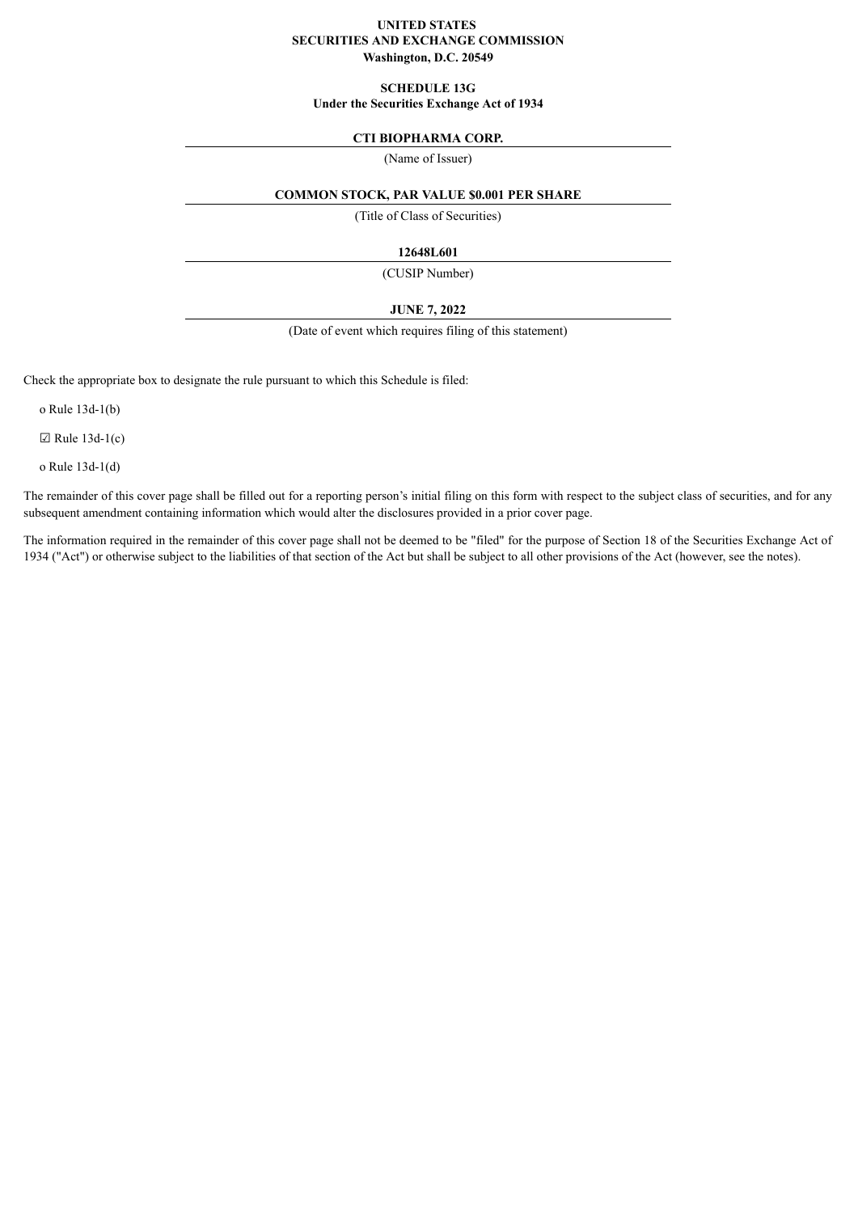**UNITED STATES**
**SECURITIES AND EXCHANGE COMMISSION**
**Washington, D.C. 20549**

**SCHEDULE 13G**
**Under the Securities Exchange Act of 1934**

**CTI BIOPHARMA CORP.**

(Name of Issuer)

**COMMON STOCK, PAR VALUE $0.001 PER SHARE**

(Title of Class of Securities)

**12648L601**

(CUSIP Number)

**JUNE 7, 2022**

(Date of event which requires filing of this statement)

Check the appropriate box to designate the rule pursuant to which this Schedule is filed:

o Rule 13d-1(b)

☑ Rule 13d-1(c)

o Rule 13d-1(d)

The remainder of this cover page shall be filled out for a reporting person's initial filing on this form with respect to the subject class of securities, and for any subsequent amendment containing information which would alter the disclosures provided in a prior cover page.

The information required in the remainder of this cover page shall not be deemed to be "filed" for the purpose of Section 18 of the Securities Exchange Act of 1934 ("Act") or otherwise subject to the liabilities of that section of the Act but shall be subject to all other provisions of the Act (however, see the notes).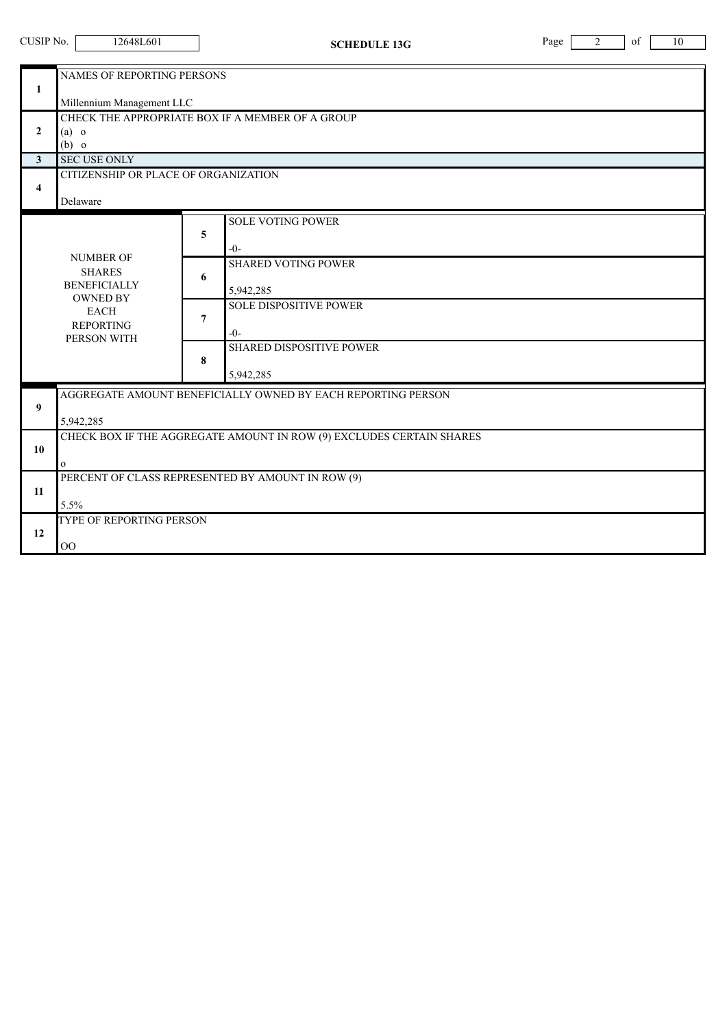CUSIP No. 12648L601

**SCHEDULE 13G**

| | | | |
|---|---|---|---|
| 1 | NAMES OF REPORTING PERSONS<br><br>Millennium Management LLC | | |
| 2 | CHECK THE APPROPRIATE BOX IF A MEMBER OF A GROUP<br>(a) o<br>(b) o | | |
| 3 | SEC USE ONLY | | |
| 4 | CITIZENSHIP OR PLACE OF ORGANIZATION<br><br>Delaware | | |
| NUMBER OF SHARES BENEFICIALLY OWNED BY EACH REPORTING PERSON WITH | | 5 | SOLE VOTING POWER<br><br>-0- |
| | | 6 | SHARED VOTING POWER<br><br>5,942,285 |
| | | 7 | SOLE DISPOSITIVE POWER<br><br>-0- |
| | | 8 | SHARED DISPOSITIVE POWER<br><br>5,942,285 |
| 9 | AGGREGATE AMOUNT BENEFICIALLY OWNED BY EACH REPORTING PERSON<br><br>5,942,285 | | |
| 10 | CHECK BOX IF THE AGGREGATE AMOUNT IN ROW (9) EXCLUDES CERTAIN SHARES<br><br>o | | |
| 11 | PERCENT OF CLASS REPRESENTED BY AMOUNT IN ROW (9)<br><br>5.5% | | |
| 12 | TYPE OF REPORTING PERSON<br><br>OO | | |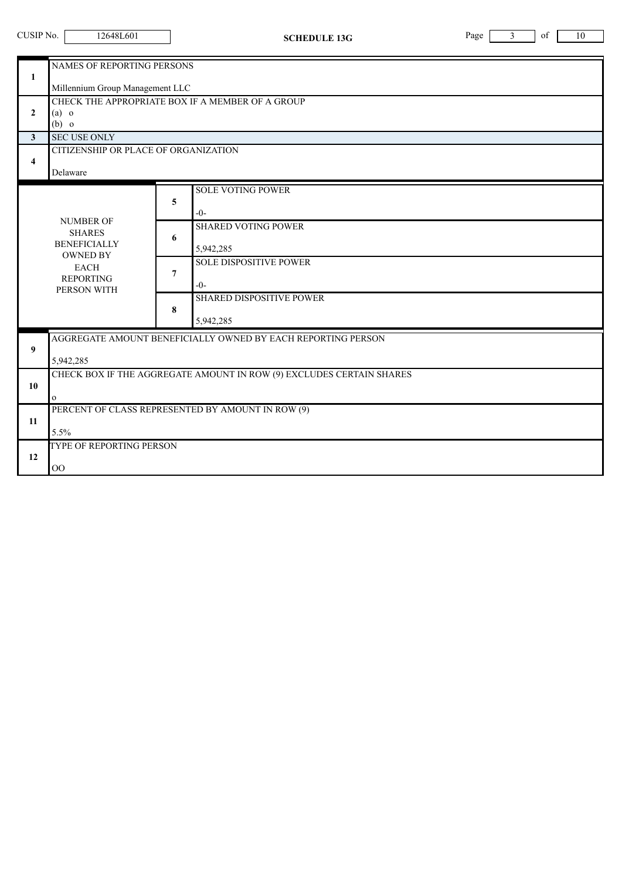CUSIP No. 12648L601 **SCHEDULE 13G**

| | | | |
|---|---|---|---|
| 1 | NAMES OF REPORTING PERSONS<br><br>Millennium Group Management LLC | | |
| 2 | CHECK THE APPROPRIATE BOX IF A MEMBER OF A GROUP<br>(a) o<br>(b) o | | |
| 3 | SEC USE ONLY | | |
| 4 | CITIZENSHIP OR PLACE OF ORGANIZATION<br><br>Delaware | | |
| NUMBER OF SHARES BENEFICIALLY OWNED BY EACH REPORTING PERSON WITH | 5 | SOLE VOTING POWER<br><br>-0- | |
| | 6 | SHARED VOTING POWER<br><br>5,942,285 | |
| | 7 | SOLE DISPOSITIVE POWER<br><br>-0- | |
| | 8 | SHARED DISPOSITIVE POWER<br><br>5,942,285 | |
| 9 | AGGREGATE AMOUNT BENEFICIALLY OWNED BY EACH REPORTING PERSON<br><br>5,942,285 | | |
| 10 | CHECK BOX IF THE AGGREGATE AMOUNT IN ROW (9) EXCLUDES CERTAIN SHARES<br><br>o | | |
| 11 | PERCENT OF CLASS REPRESENTED BY AMOUNT IN ROW (9)<br><br>5.5% | | |
| 12 | TYPE OF REPORTING PERSON<br><br>OO | | |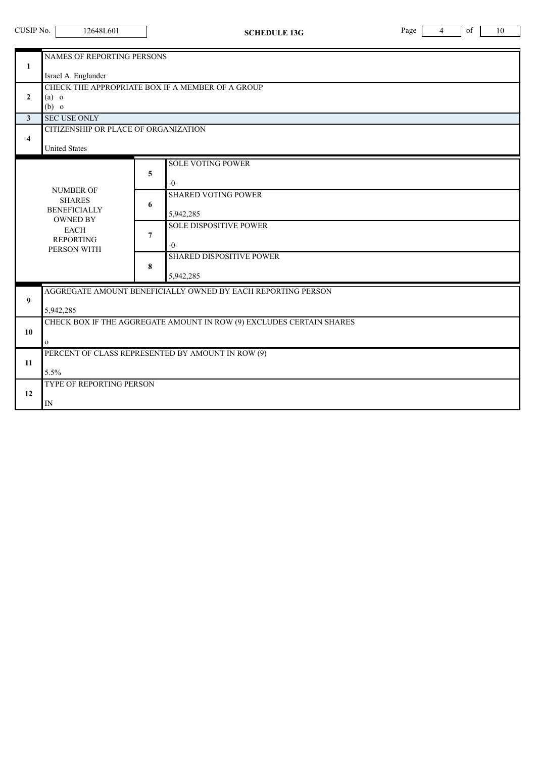CUSIP No. 12648L601

**SCHEDULE 13G**

| | | | |
|---|---|---|---|
| **1** | NAMES OF REPORTING PERSONS<br><br>Israel A. Englander | | |
| **2** | CHECK THE APPROPRIATE BOX IF A MEMBER OF A GROUP<br>(a) o<br>(b) o | | |
| **3** | SEC USE ONLY | | |
| **4** | CITIZENSHIP OR PLACE OF ORGANIZATION<br><br>United States | | |
| NUMBER OF SHARES BENEFICIALLY OWNED BY EACH REPORTING PERSON WITH | | **5** | SOLE VOTING POWER<br><br>-0- |
| | | **6** | SHARED VOTING POWER<br><br>5,942,285 |
| | | **7** | SOLE DISPOSITIVE POWER<br><br>-0- |
| | | **8** | SHARED DISPOSITIVE POWER<br><br>5,942,285 |
| **9** | AGGREGATE AMOUNT BENEFICIALLY OWNED BY EACH REPORTING PERSON<br><br>5,942,285 | | |
| **10** | CHECK BOX IF THE AGGREGATE AMOUNT IN ROW (9) EXCLUDES CERTAIN SHARES<br><br>o | | |
| **11** | PERCENT OF CLASS REPRESENTED BY AMOUNT IN ROW (9)<br><br>5.5% | | |
| **12** | TYPE OF REPORTING PERSON<br><br>IN | | |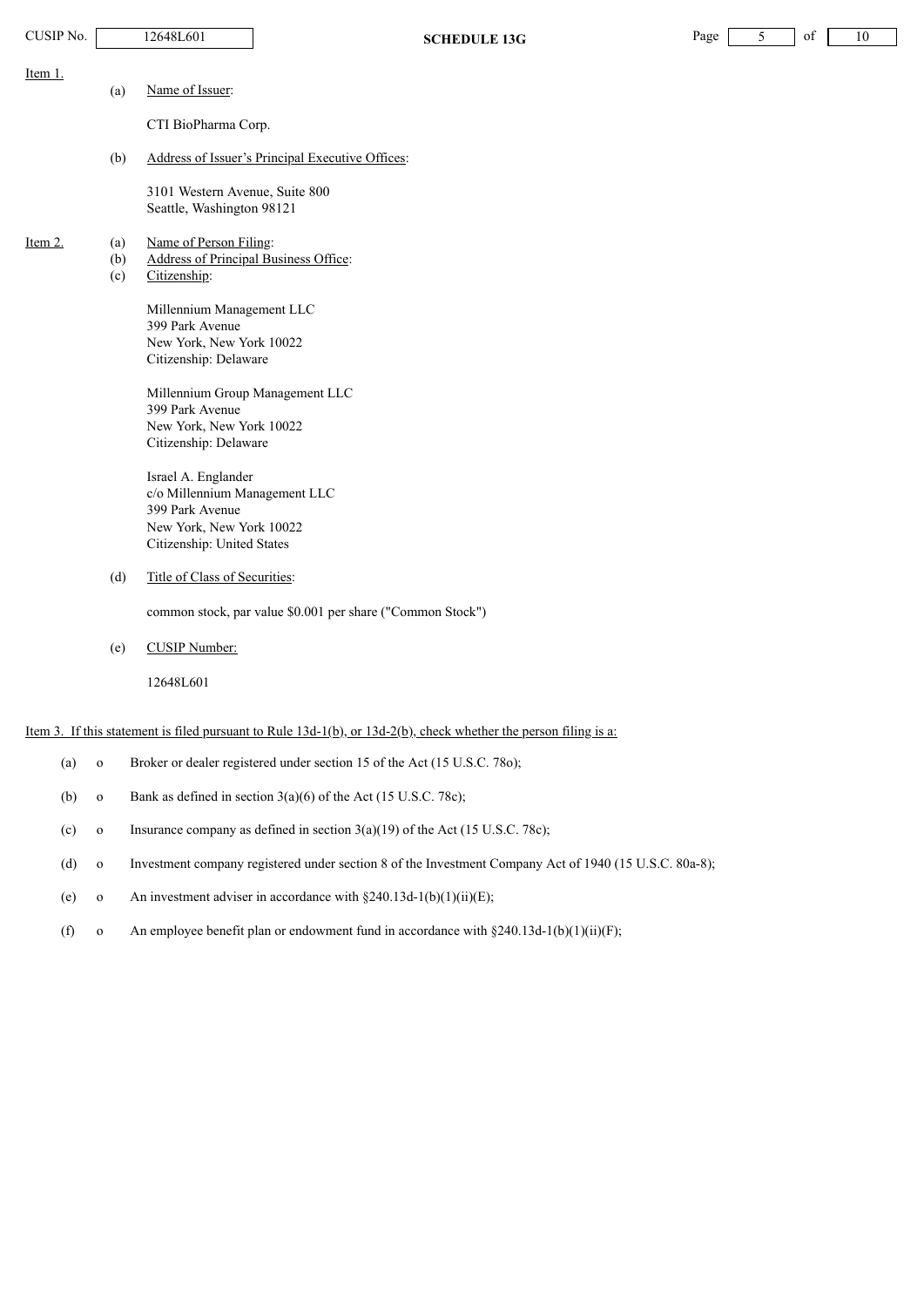Item 1.

(a) Name of Issuer:

CTI BioPharma Corp.

(b) Address of Issuer's Principal Executive Offices:

3101 Western Avenue, Suite 800
Seattle, Washington 98121

Item 2.

(a) Name of Person Filing:
(b) Address of Principal Business Office:
(c) Citizenship:

Millennium Management LLC
399 Park Avenue
New York, New York 10022
Citizenship: Delaware

Millennium Group Management LLC
399 Park Avenue
New York, New York 10022
Citizenship: Delaware

Israel A. Englander
c/o Millennium Management LLC
399 Park Avenue
New York, New York 10022
Citizenship: United States

(d) Title of Class of Securities:

common stock, par value $0.001 per share ("Common Stock")

(e) CUSIP Number:

12648L601

Item 3. If this statement is filed pursuant to Rule 13d-1(b), or 13d-2(b), check whether the person filing is a:

(a) o Broker or dealer registered under section 15 of the Act (15 U.S.C. 78o);

(b) o Bank as defined in section 3(a)(6) of the Act (15 U.S.C. 78c);

(c) o Insurance company as defined in section 3(a)(19) of the Act (15 U.S.C. 78c);

(d) o Investment company registered under section 8 of the Investment Company Act of 1940 (15 U.S.C. 80a-8);

(e) o An investment adviser in accordance with §240.13d-1(b)(1)(ii)(E);

(f) o An employee benefit plan or endowment fund in accordance with §240.13d-1(b)(1)(ii)(F);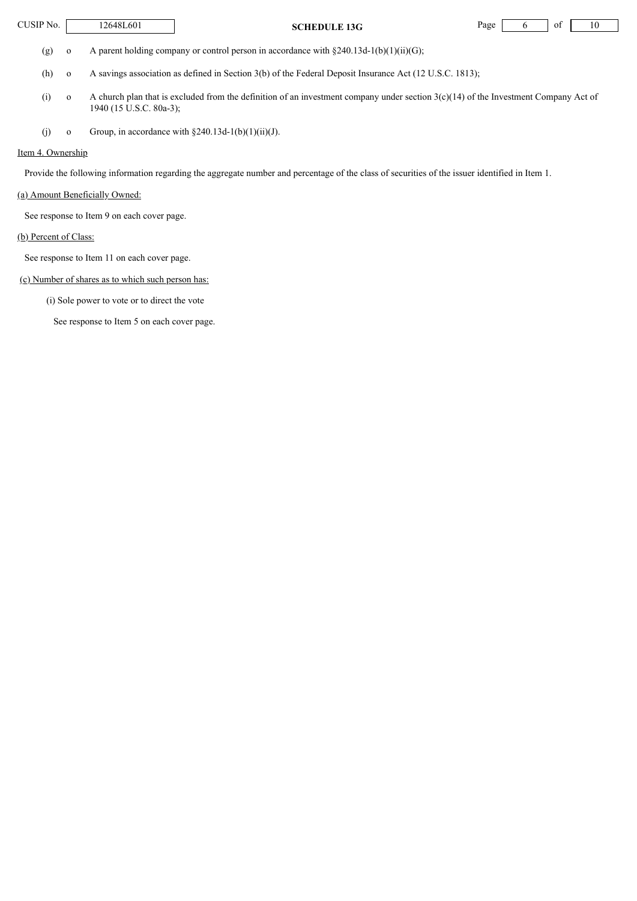(g) o A parent holding company or control person in accordance with §240.13d-1(b)(1)(ii)(G);

(h) o A savings association as defined in Section 3(b) of the Federal Deposit Insurance Act (12 U.S.C. 1813);

(i) o A church plan that is excluded from the definition of an investment company under section 3(c)(14) of the Investment Company Act of 1940 (15 U.S.C. 80a-3);

(j) o Group, in accordance with §240.13d-1(b)(1)(ii)(J).

Item 4. Ownership

Provide the following information regarding the aggregate number and percentage of the class of securities of the issuer identified in Item 1.

(a) Amount Beneficially Owned:

See response to Item 9 on each cover page.

(b) Percent of Class:

See response to Item 11 on each cover page.

(c) Number of shares as to which such person has:

(i) Sole power to vote or to direct the vote

See response to Item 5 on each cover page.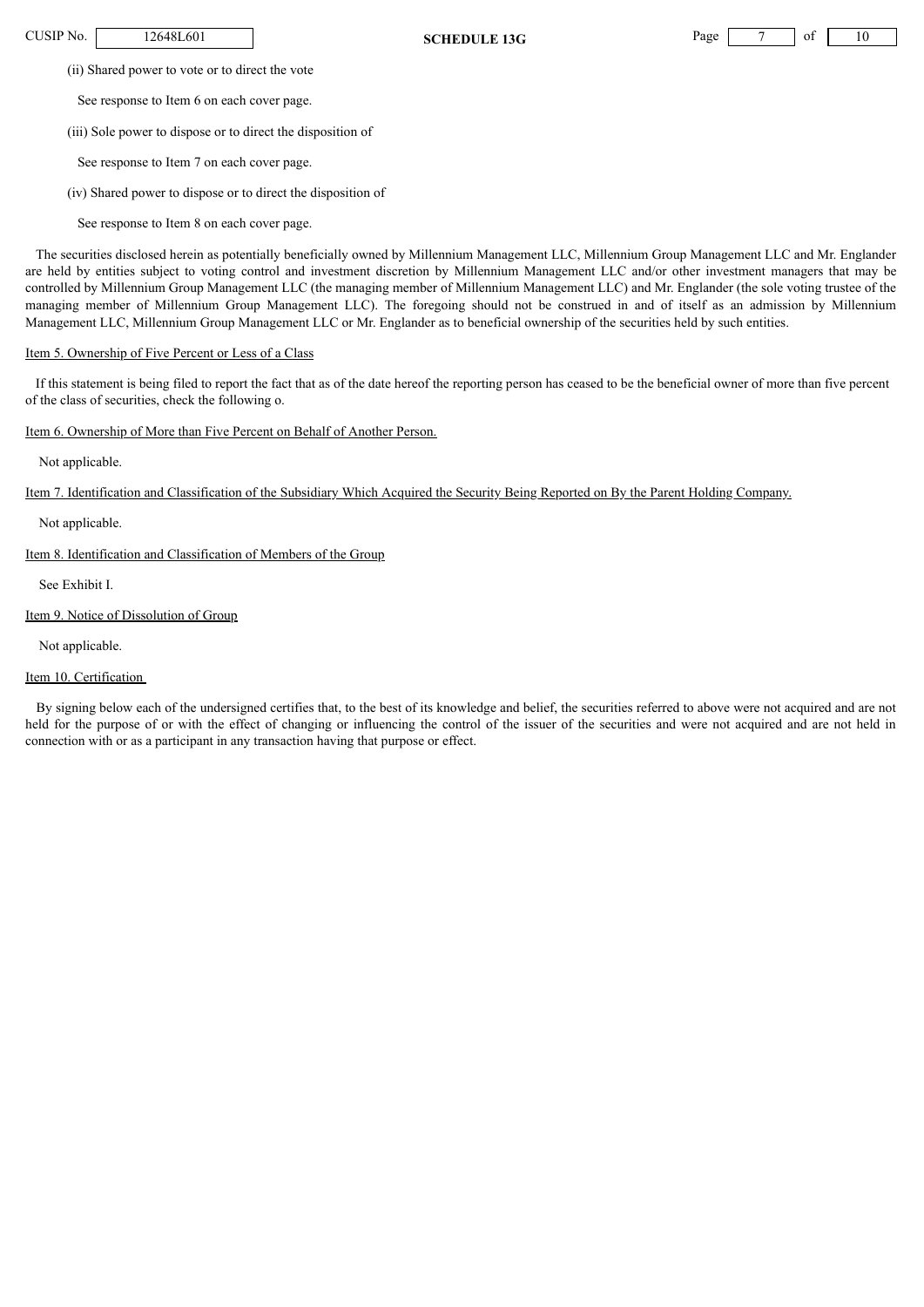(ii) Shared power to vote or to direct the vote

See response to Item 6 on each cover page.

(iii) Sole power to dispose or to direct the disposition of

See response to Item 7 on each cover page.

(iv) Shared power to dispose or to direct the disposition of

See response to Item 8 on each cover page.

The securities disclosed herein as potentially beneficially owned by Millennium Management LLC, Millennium Group Management LLC and Mr. Englander are held by entities subject to voting control and investment discretion by Millennium Management LLC and/or other investment managers that may be controlled by Millennium Group Management LLC (the managing member of Millennium Management LLC) and Mr. Englander (the sole voting trustee of the managing member of Millennium Group Management LLC). The foregoing should not be construed in and of itself as an admission by Millennium Management LLC, Millennium Group Management LLC or Mr. Englander as to beneficial ownership of the securities held by such entities.

Item 5. Ownership of Five Percent or Less of a Class

If this statement is being filed to report the fact that as of the date hereof the reporting person has ceased to be the beneficial owner of more than five percent of the class of securities, check the following o.

Item 6. Ownership of More than Five Percent on Behalf of Another Person.

Not applicable.

Item 7. Identification and Classification of the Subsidiary Which Acquired the Security Being Reported on By the Parent Holding Company.

Not applicable.

Item 8. Identification and Classification of Members of the Group

See Exhibit I.

Item 9. Notice of Dissolution of Group

Not applicable.

Item 10. Certification

By signing below each of the undersigned certifies that, to the best of its knowledge and belief, the securities referred to above were not acquired and are not held for the purpose of or with the effect of changing or influencing the control of the issuer of the securities and were not acquired and are not held in connection with or as a participant in any transaction having that purpose or effect.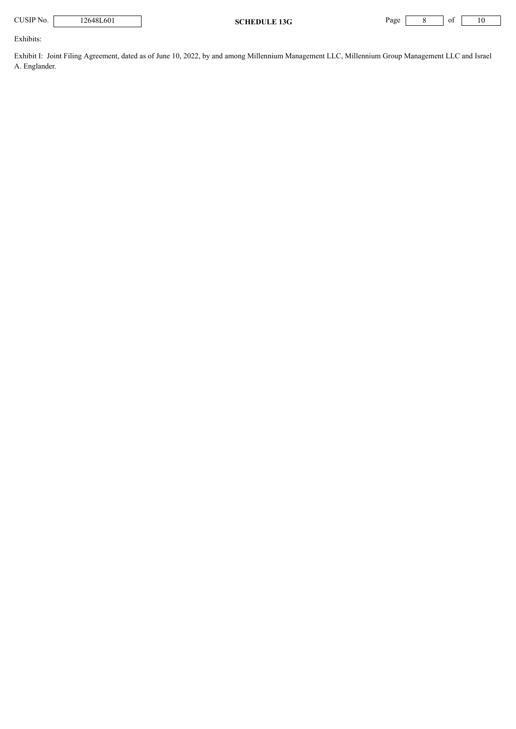Exhibits:

Exhibit I: Joint Filing Agreement, dated as of June 10, 2022, by and among Millennium Management LLC, Millennium Group Management LLC and Israel A. Englander.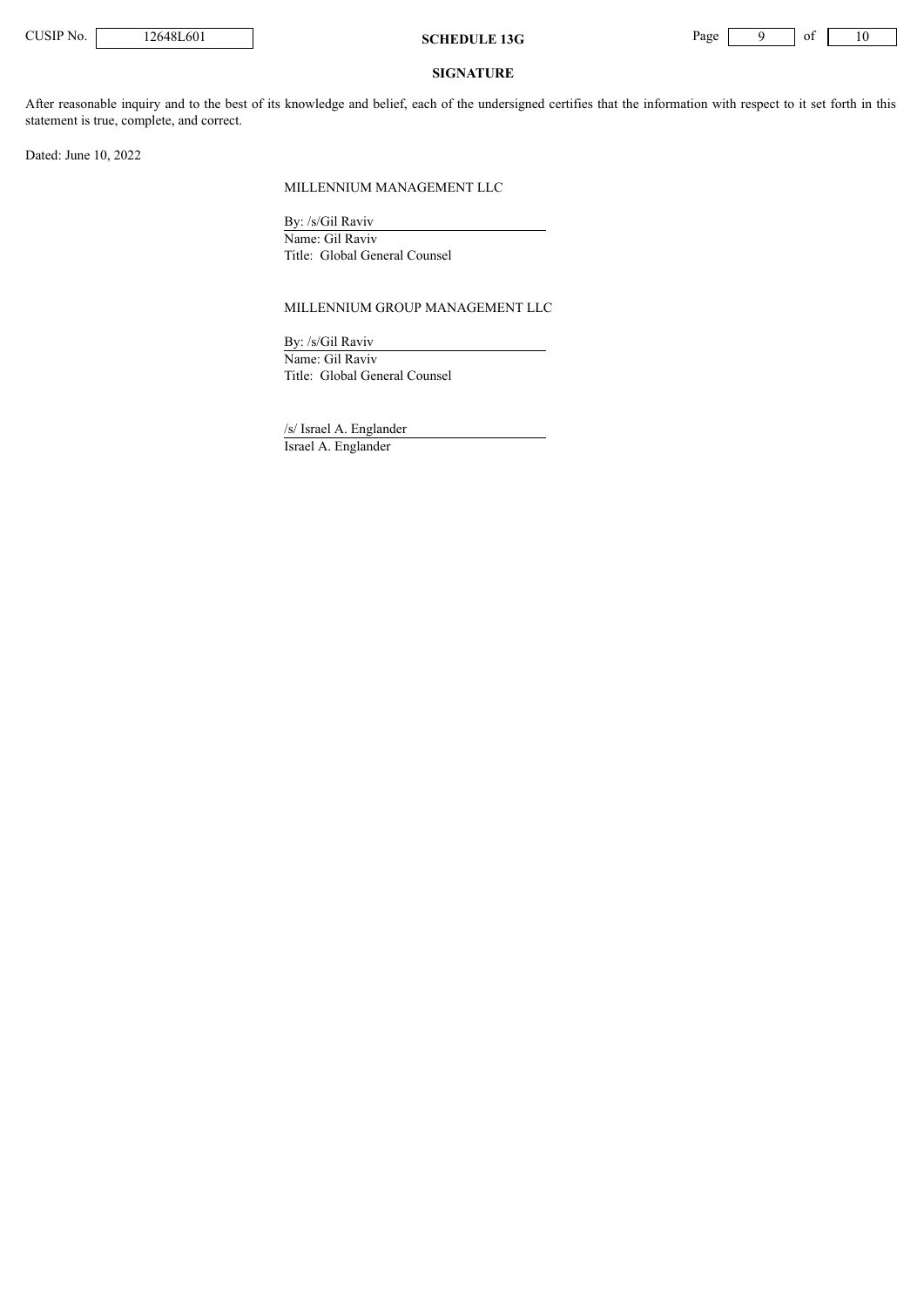## SIGNATURE

After reasonable inquiry and to the best of its knowledge and belief, each of the undersigned certifies that the information with respect to it set forth in this statement is true, complete, and correct.

Dated: June 10, 2022

MILLENNIUM MANAGEMENT LLC

By: /s/Gil Raviv
Name: Gil Raviv
Title: Global General Counsel

MILLENNIUM GROUP MANAGEMENT LLC

By: /s/Gil Raviv
Name: Gil Raviv
Title: Global General Counsel

/s/ Israel A. Englander
Israel A. Englander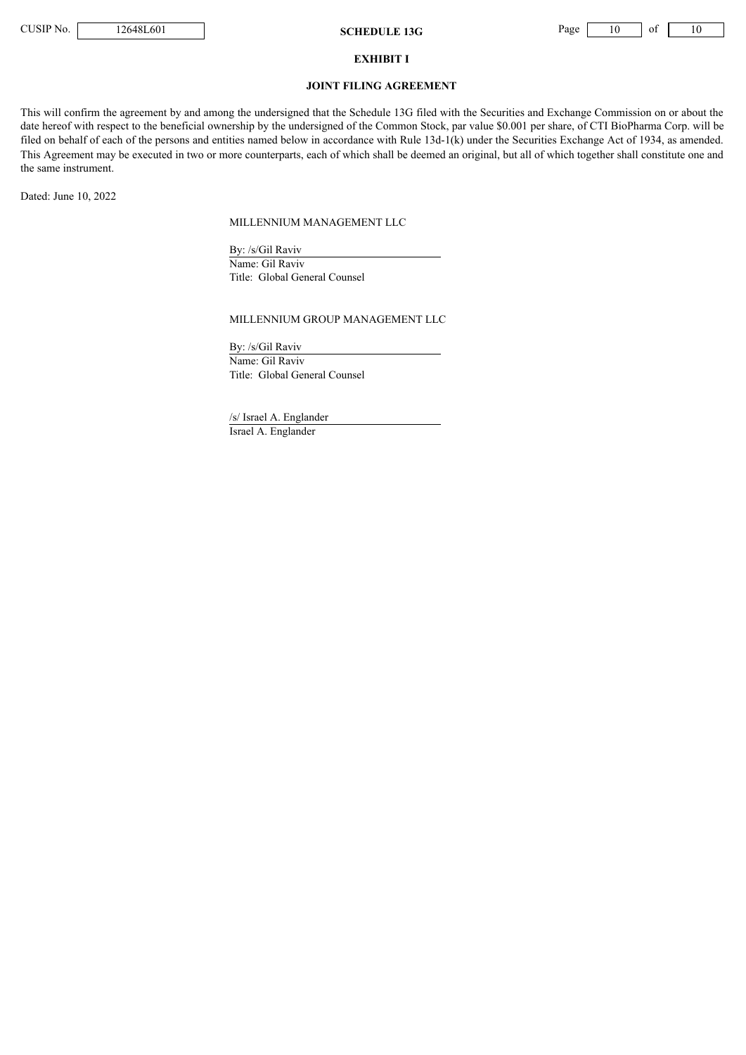**EXHIBIT I**

**JOINT FILING AGREEMENT**

This will confirm the agreement by and among the undersigned that the Schedule 13G filed with the Securities and Exchange Commission on or about the date hereof with respect to the beneficial ownership by the undersigned of the Common Stock, par value $0.001 per share, of CTI BioPharma Corp. will be filed on behalf of each of the persons and entities named below in accordance with Rule 13d-1(k) under the Securities Exchange Act of 1934, as amended. This Agreement may be executed in two or more counterparts, each of which shall be deemed an original, but all of which together shall constitute one and the same instrument.

Dated: June 10, 2022

MILLENNIUM MANAGEMENT LLC

By: /s/Gil Raviv
Name: Gil Raviv
Title: Global General Counsel

MILLENNIUM GROUP MANAGEMENT LLC

By: /s/Gil Raviv
Name: Gil Raviv
Title: Global General Counsel

/s/ Israel A. Englander
Israel A. Englander